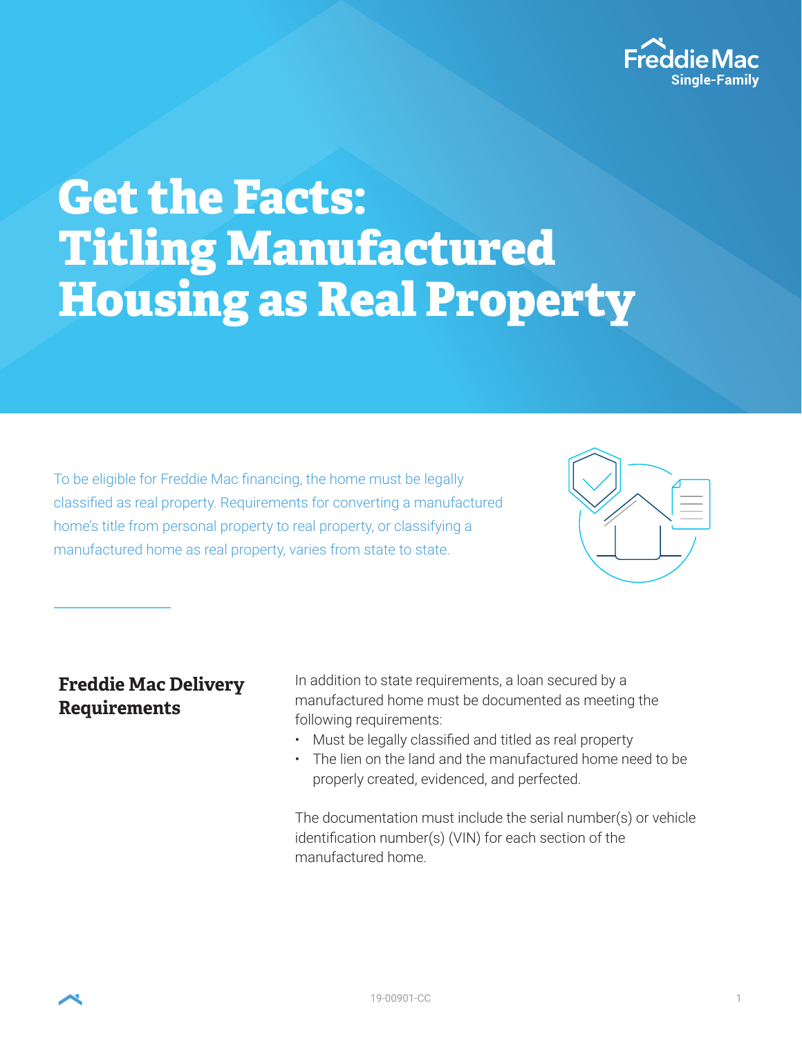# Get the Facts: Titling Manufactured Housing as Real Property

To be eligible for Freddie Mac financing, the home must be legally classified as real property. Requirements for converting a manufactured home's title from personal property to real property, or classifying a manufactured home as real property, varies from state to state.

## Freddie Mac Delivery Requirements

In addition to state requirements, a loan secured by a manufactured home must be documented as meeting the following requirements:

- Must be legally classified and titled as real property
- The lien on the land and the manufactured home need to be properly created, evidenced, and perfected.

The documentation must include the serial number(s) or vehicle identification number(s) (VIN) for each section of the manufactured home.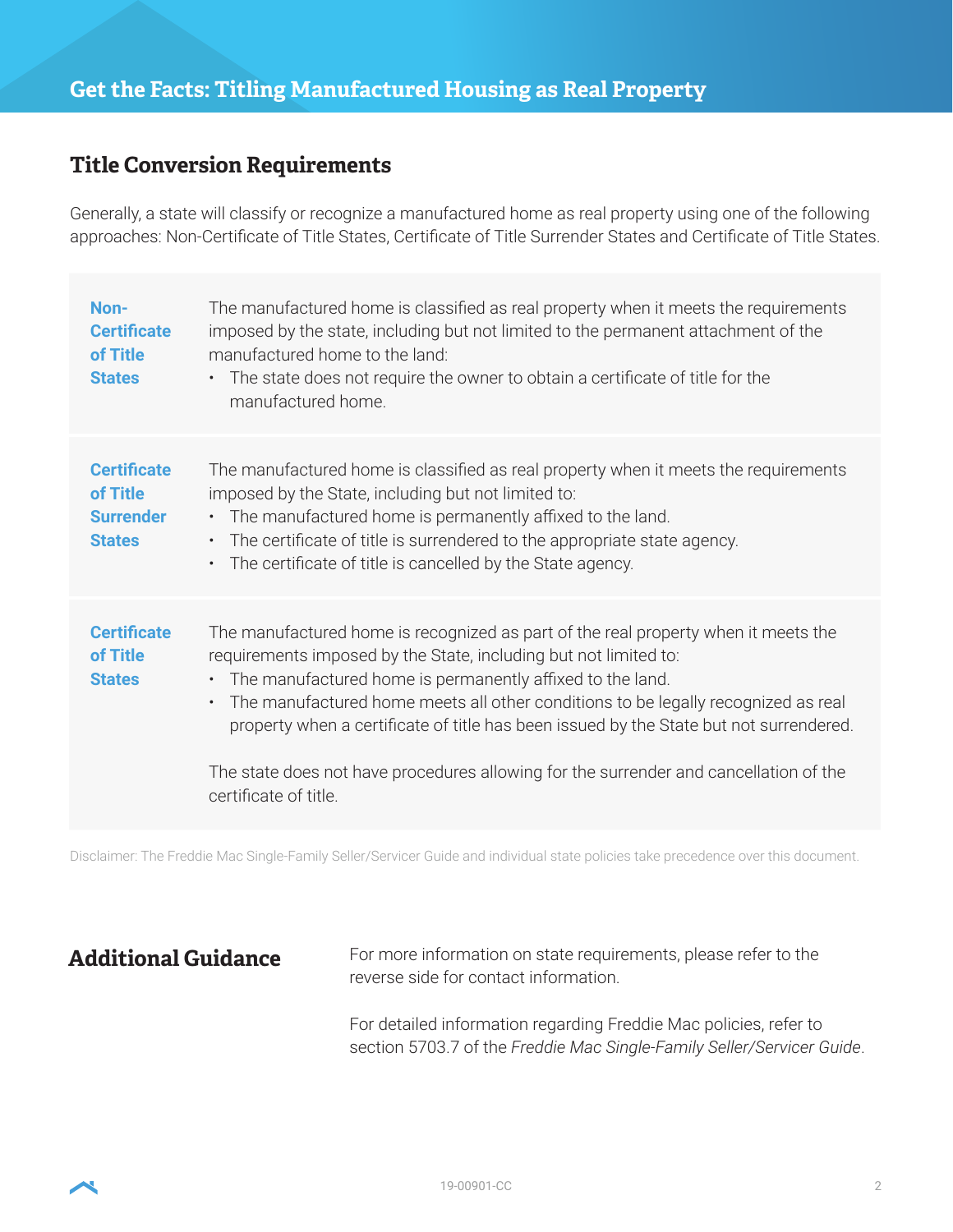# Get the Facts: Titling Manufactured Housing as Real Property

## Title Conversion Requirements

Generally, a state will classify or recognize a manufactured home as real property using one of the following approaches: Non-Certificate of Title States, Certificate of Title Surrender States and Certificate of Title States.

**Non-Certificate of Title States**

The manufactured home is classified as real property when it meets the requirements imposed by the state, including but not limited to the permanent attachment of the manufactured home to the land:

- The state does not require the owner to obtain a certificate of title for the manufactured home.

**Certificate of Title Surrender States**

The manufactured home is classified as real property when it meets the requirements imposed by the State, including but not limited to:

- The manufactured home is permanently affixed to the land.
- The certificate of title is surrendered to the appropriate state agency.
- The certificate of title is cancelled by the State agency.

**Certificate of Title States**

The manufactured home is recognized as part of the real property when it meets the requirements imposed by the State, including but not limited to:

- The manufactured home is permanently affixed to the land.
- The manufactured home meets all other conditions to be legally recognized as real property when a certificate of title has been issued by the State but not surrendered.

The state does not have procedures allowing for the surrender and cancellation of the certificate of title.

Disclaimer: The Freddie Mac Single-Family Seller/Servicer Guide and individual state policies take precedence over this document.

## Additional Guidance

For more information on state requirements, please refer to the reverse side for contact information.

For detailed information regarding Freddie Mac policies, refer to section 5703.7 of the *Freddie Mac Single-Family Seller/Servicer Guide*.

19-00901-CC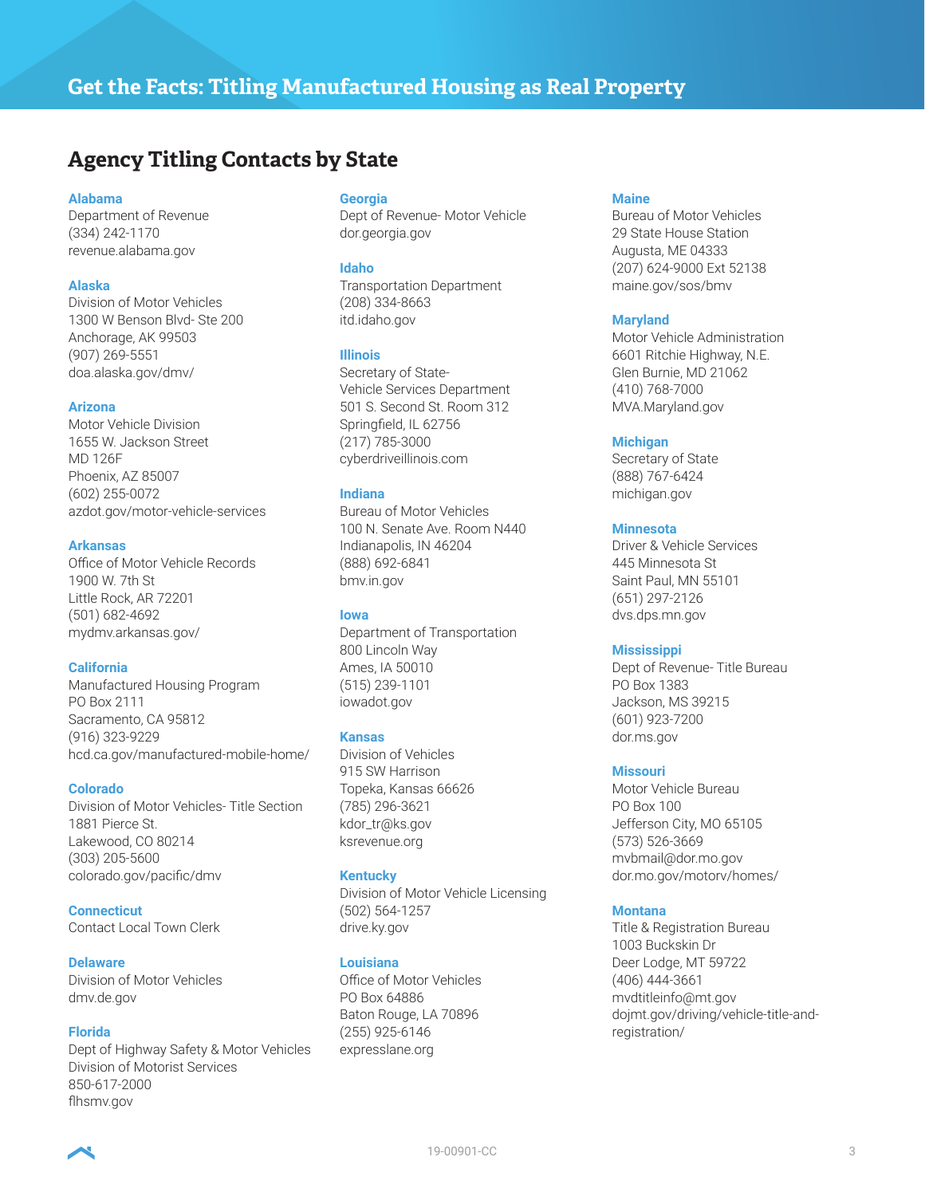# Get the Facts: Titling Manufactured Housing as Real Property

## Agency Titling Contacts by State

**Alabama**
Department of Revenue
(334) 242-1170
revenue.alabama.gov

**Alaska**
Division of Motor Vehicles
1300 W Benson Blvd- Ste 200
Anchorage, AK 99503
(907) 269-5551
doa.alaska.gov/dmv/

**Arizona**
Motor Vehicle Division
1655 W. Jackson Street
MD 126F
Phoenix, AZ 85007
(602) 255-0072
azdot.gov/motor-vehicle-services

**Arkansas**
Office of Motor Vehicle Records
1900 W. 7th St
Little Rock, AR 72201
(501) 682-4692
mydmv.arkansas.gov/

**California**
Manufactured Housing Program
PO Box 2111
Sacramento, CA 95812
(916) 323-9229
hcd.ca.gov/manufactured-mobile-home/

**Colorado**
Division of Motor Vehicles- Title Section
1881 Pierce St.
Lakewood, CO 80214
(303) 205-5600
colorado.gov/pacific/dmv

**Connecticut**
Contact Local Town Clerk

**Delaware**
Division of Motor Vehicles
dmv.de.gov

**Florida**
Dept of Highway Safety & Motor Vehicles
Division of Motorist Services
850-617-2000
flhsmv.gov

**Georgia**
Dept of Revenue- Motor Vehicle
dor.georgia.gov

**Idaho**
Transportation Department
(208) 334-8663
itd.idaho.gov

**Illinois**
Secretary of State-
Vehicle Services Department
501 S. Second St. Room 312
Springfield, IL 62756
(217) 785-3000
cyberdriveillinois.com

**Indiana**
Bureau of Motor Vehicles
100 N. Senate Ave. Room N440
Indianapolis, IN 46204
(888) 692-6841
bmv.in.gov

**Iowa**
Department of Transportation
800 Lincoln Way
Ames, IA 50010
(515) 239-1101
iowadot.gov

**Kansas**
Division of Vehicles
915 SW Harrison
Topeka, Kansas 66626
(785) 296-3621
kdor_tr@ks.gov
ksrevenue.org

**Kentucky**
Division of Motor Vehicle Licensing
(502) 564-1257
drive.ky.gov

**Louisiana**
Office of Motor Vehicles
PO Box 64886
Baton Rouge, LA 70896
(255) 925-6146
expresslane.org

**Maine**
Bureau of Motor Vehicles
29 State House Station
Augusta, ME 04333
(207) 624-9000 Ext 52138
maine.gov/sos/bmv

**Maryland**
Motor Vehicle Administration
6601 Ritchie Highway, N.E.
Glen Burnie, MD 21062
(410) 768-7000
MVA.Maryland.gov

**Michigan**
Secretary of State
(888) 767-6424
michigan.gov

**Minnesota**
Driver & Vehicle Services
445 Minnesota St
Saint Paul, MN 55101
(651) 297-2126
dvs.dps.mn.gov

**Mississippi**
Dept of Revenue- Title Bureau
PO Box 1383
Jackson, MS 39215
(601) 923-7200
dor.ms.gov

**Missouri**
Motor Vehicle Bureau
PO Box 100
Jefferson City, MO 65105
(573) 526-3669
mvbmail@dor.mo.gov
dor.mo.gov/motorv/homes/

**Montana**
Title & Registration Bureau
1003 Buckskin Dr
Deer Lodge, MT 59722
(406) 444-3661
mvdtitleinfo@mt.gov
dojmt.gov/driving/vehicle-title-and-registration/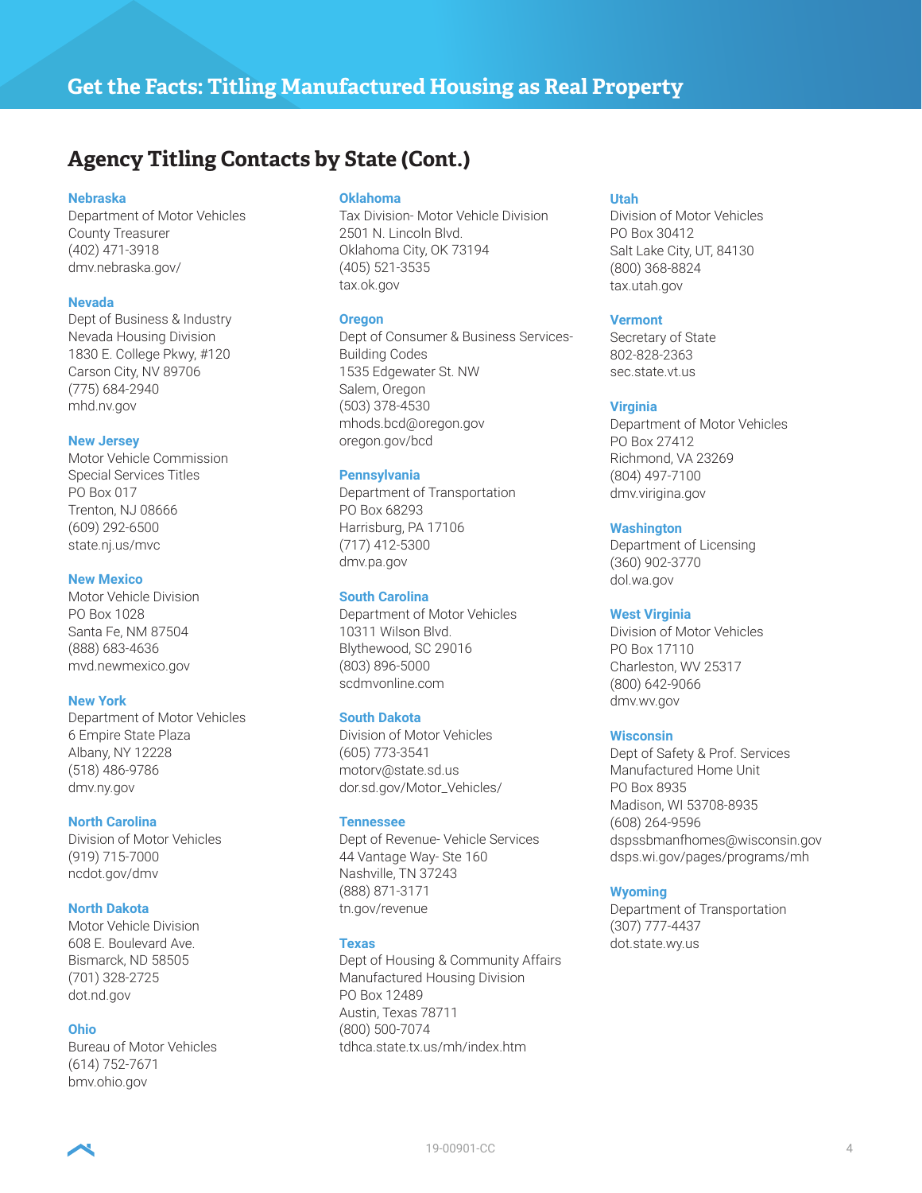# Get the Facts: Titling Manufactured Housing as Real Property

## Agency Titling Contacts by State (Cont.)

**Nebraska**
Department of Motor Vehicles
County Treasurer
(402) 471-3918
dmv.nebraska.gov/

**Nevada**
Dept of Business & Industry
Nevada Housing Division
1830 E. College Pkwy, #120
Carson City, NV 89706
(775) 684-2940
mhd.nv.gov

**New Jersey**
Motor Vehicle Commission
Special Services Titles
PO Box 017
Trenton, NJ 08666
(609) 292-6500
state.nj.us/mvc

**New Mexico**
Motor Vehicle Division
PO Box 1028
Santa Fe, NM 87504
(888) 683-4636
mvd.newmexico.gov

**New York**
Department of Motor Vehicles
6 Empire State Plaza
Albany, NY 12228
(518) 486-9786
dmv.ny.gov

**North Carolina**
Division of Motor Vehicles
(919) 715-7000
ncdot.gov/dmv

**North Dakota**
Motor Vehicle Division
608 E. Boulevard Ave.
Bismarck, ND 58505
(701) 328-2725
dot.nd.gov

**Ohio**
Bureau of Motor Vehicles
(614) 752-7671
bmv.ohio.gov

**Oklahoma**
Tax Division- Motor Vehicle Division
2501 N. Lincoln Blvd.
Oklahoma City, OK 73194
(405) 521-3535
tax.ok.gov

**Oregon**
Dept of Consumer & Business Services-Building Codes
1535 Edgewater St. NW
Salem, Oregon
(503) 378-4530
mhods.bcd@oregon.gov
oregon.gov/bcd

**Pennsylvania**
Department of Transportation
PO Box 68293
Harrisburg, PA 17106
(717) 412-5300
dmv.pa.gov

**South Carolina**
Department of Motor Vehicles
10311 Wilson Blvd.
Blythewood, SC 29016
(803) 896-5000
scdmvonline.com

**South Dakota**
Division of Motor Vehicles
(605) 773-3541
motorv@state.sd.us
dor.sd.gov/Motor_Vehicles/

**Tennessee**
Dept of Revenue- Vehicle Services
44 Vantage Way- Ste 160
Nashville, TN 37243
(888) 871-3171
tn.gov/revenue

**Texas**
Dept of Housing & Community Affairs
Manufactured Housing Division
PO Box 12489
Austin, Texas 78711
(800) 500-7074
tdhca.state.tx.us/mh/index.htm

**Utah**
Division of Motor Vehicles
PO Box 30412
Salt Lake City, UT, 84130
(800) 368-8824
tax.utah.gov

**Vermont**
Secretary of State
802-828-2363
sec.state.vt.us

**Virginia**
Department of Motor Vehicles
PO Box 27412
Richmond, VA 23269
(804) 497-7100
dmv.virigina.gov

**Washington**
Department of Licensing
(360) 902-3770
dol.wa.gov

**West Virginia**
Division of Motor Vehicles
PO Box 17110
Charleston, WV 25317
(800) 642-9066
dmv.wv.gov

**Wisconsin**
Dept of Safety & Prof. Services
Manufactured Home Unit
PO Box 8935
Madison, WI 53708-8935
(608) 264-9596
dspssbmanfhomes@wisconsin.gov
dsps.wi.gov/pages/programs/mh

**Wyoming**
Department of Transportation
(307) 777-4437
dot.state.wy.us

19-00901-CC